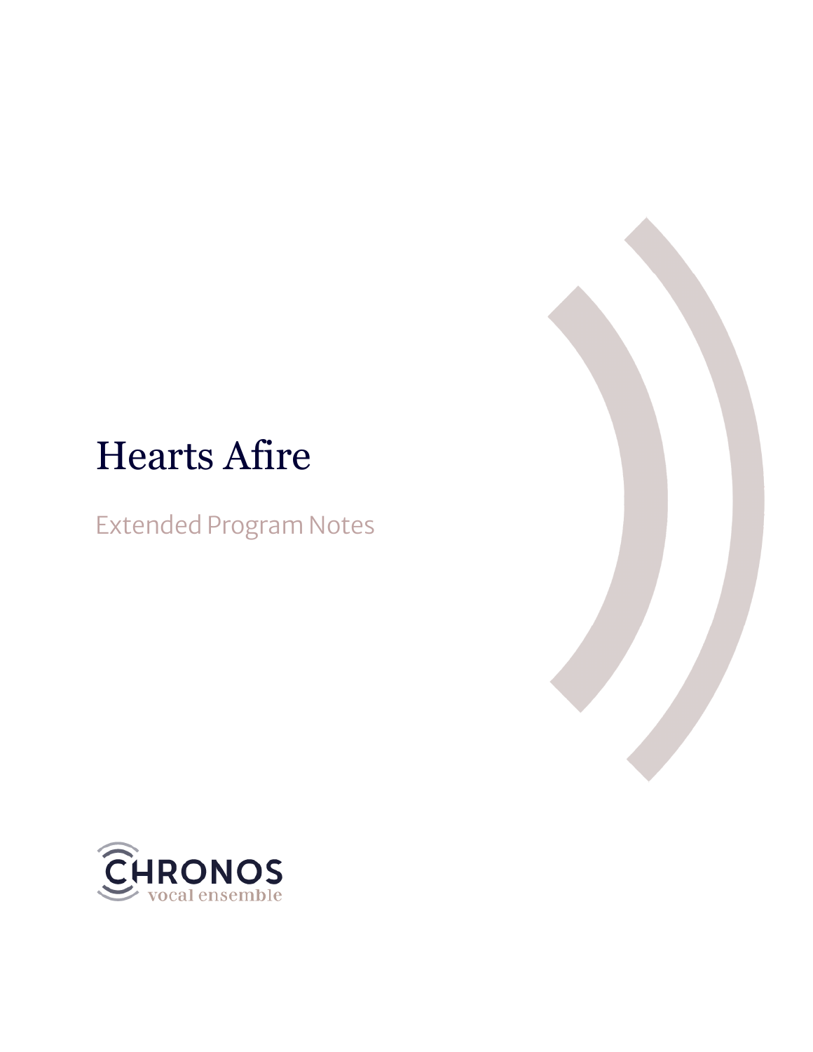# Hearts Afire

Extended Program Notes

CHRONOS
vocal ensemble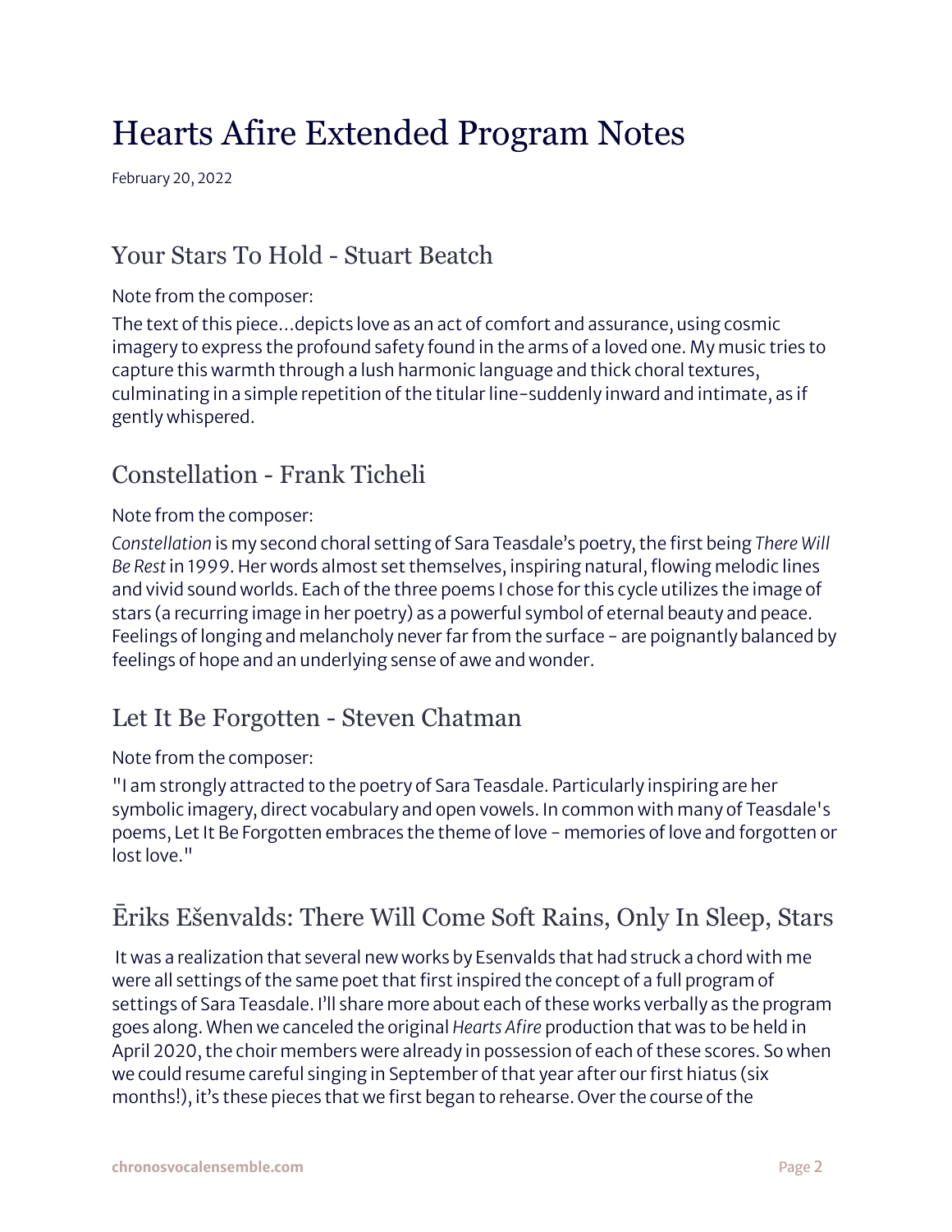# Hearts Afire Extended Program Notes

February 20, 2022

## Your Stars To Hold - Stuart Beatch

Note from the composer:

The text of this piece…depicts love as an act of comfort and assurance, using cosmic imagery to express the profound safety found in the arms of a loved one. My music tries to capture this warmth through a lush harmonic language and thick choral textures, culminating in a simple repetition of the titular line–suddenly inward and intimate, as if gently whispered.

## Constellation - Frank Ticheli

Note from the composer:

*Constellation* is my second choral setting of Sara Teasdale's poetry, the first being *There Will Be Rest* in 1999. Her words almost set themselves, inspiring natural, flowing melodic lines and vivid sound worlds. Each of the three poems I chose for this cycle utilizes the image of stars (a recurring image in her poetry) as a powerful symbol of eternal beauty and peace. Feelings of longing and melancholy never far from the surface – are poignantly balanced by feelings of hope and an underlying sense of awe and wonder.

## Let It Be Forgotten - Steven Chatman

Note from the composer:

"I am strongly attracted to the poetry of Sara Teasdale. Particularly inspiring are her symbolic imagery, direct vocabulary and open vowels. In common with many of Teasdale's poems, Let It Be Forgotten embraces the theme of love – memories of love and forgotten or lost love."

## Ēriks Ešenvalds: There Will Come Soft Rains, Only In Sleep, Stars

It was a realization that several new works by Esenvalds that had struck a chord with me were all settings of the same poet that first inspired the concept of a full program of settings of Sara Teasdale. I'll share more about each of these works verbally as the program goes along. When we canceled the original *Hearts Afire* production that was to be held in April 2020, the choir members were already in possession of each of these scores. So when we could resume careful singing in September of that year after our first hiatus (six months!), it's these pieces that we first began to rehearse. Over the course of the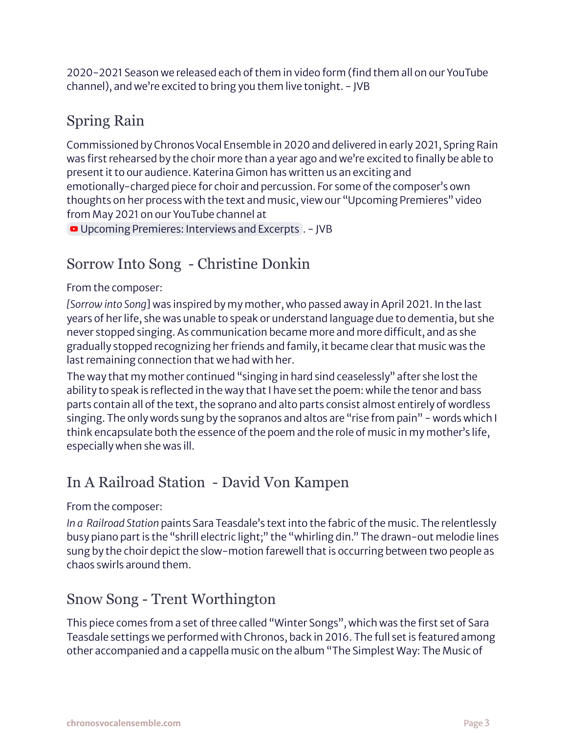2020-2021 Season we released each of them in video form (find them all on our YouTube channel), and we're excited to bring you them live tonight. - JVB

## Spring Rain

Commissioned by Chronos Vocal Ensemble in 2020 and delivered in early 2021, Spring Rain was first rehearsed by the choir more than a year ago and we're excited to finally be able to present it to our audience. Katerina Gimon has written us an exciting and emotionally-charged piece for choir and percussion. For some of the composer's own thoughts on her process with the text and music, view our "Upcoming Premieres" video from May 2021 on our YouTube channel at Upcoming Premieres: Interviews and Excerpts . - JVB

## Sorrow Into Song - Christine Donkin

From the composer:

*[Sorrow into Song]* was inspired by my mother, who passed away in April 2021. In the last years of her life, she was unable to speak or understand language due to dementia, but she never stopped singing. As communication became more and more difficult, and as she gradually stopped recognizing her friends and family, it became clear that music was the last remaining connection that we had with her.

The way that my mother continued "singing in hard sind ceaselessly" after she lost the ability to speak is reflected in the way that I have set the poem: while the tenor and bass parts contain all of the text, the soprano and alto parts consist almost entirely of wordless singing. The only words sung by the sopranos and altos are "rise from pain" - words which I think encapsulate both the essence of the poem and the role of music in my mother's life, especially when she was ill.

## In A Railroad Station - David Von Kampen

From the composer:

*In a Railroad Station* paints Sara Teasdale's text into the fabric of the music. The relentlessly busy piano part is the "shrill electric light;" the "whirling din." The drawn-out melodie lines sung by the choir depict the slow-motion farewell that is occurring between two people as chaos swirls around them.

## Snow Song - Trent Worthington

This piece comes from a set of three called "Winter Songs", which was the first set of Sara Teasdale settings we performed with Chronos, back in 2016. The full set is featured among other accompanied and a cappella music on the album "The Simplest Way: The Music of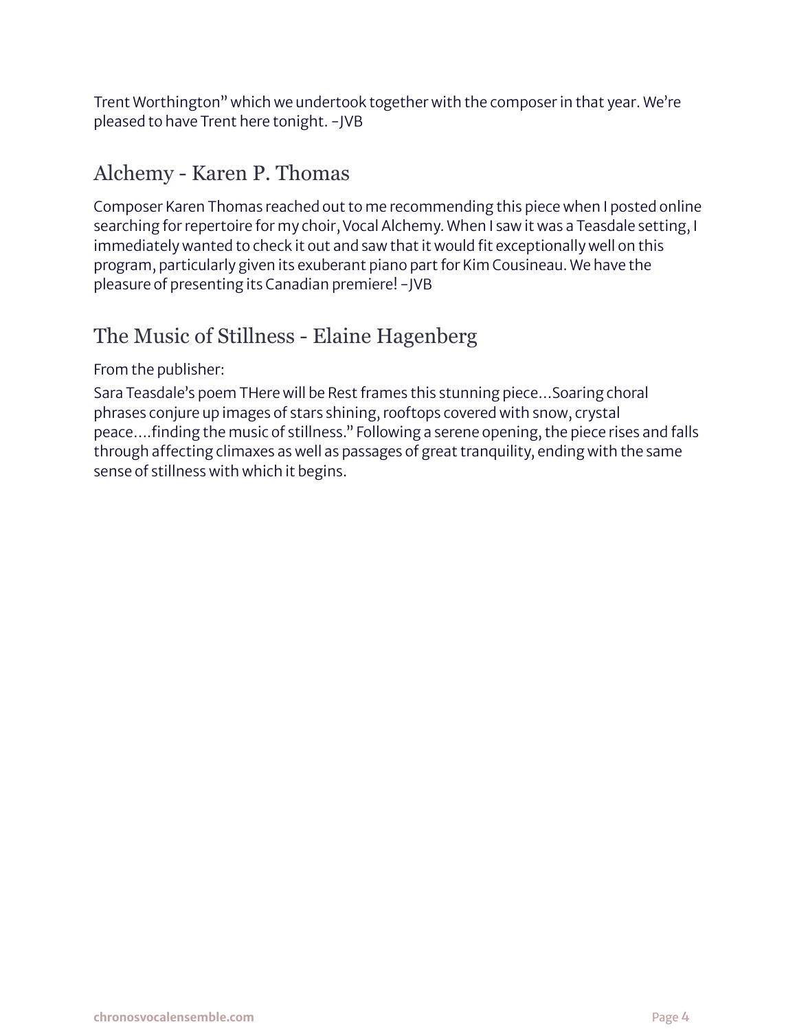Trent Worthington" which we undertook together with the composer in that year. We're pleased to have Trent here tonight. -JVB

## Alchemy - Karen P. Thomas

Composer Karen Thomas reached out to me recommending this piece when I posted online searching for repertoire for my choir, Vocal Alchemy. When I saw it was a Teasdale setting, I immediately wanted to check it out and saw that it would fit exceptionally well on this program, particularly given its exuberant piano part for Kim Cousineau. We have the pleasure of presenting its Canadian premiere! -JVB

## The Music of Stillness - Elaine Hagenberg

From the publisher:

Sara Teasdale's poem THere will be Rest frames this stunning piece...Soaring choral phrases conjure up images of stars shining, rooftops covered with snow, crystal peace....finding the music of stillness." Following a serene opening, the piece rises and falls through affecting climaxes as well as passages of great tranquility, ending with the same sense of stillness with which it begins.